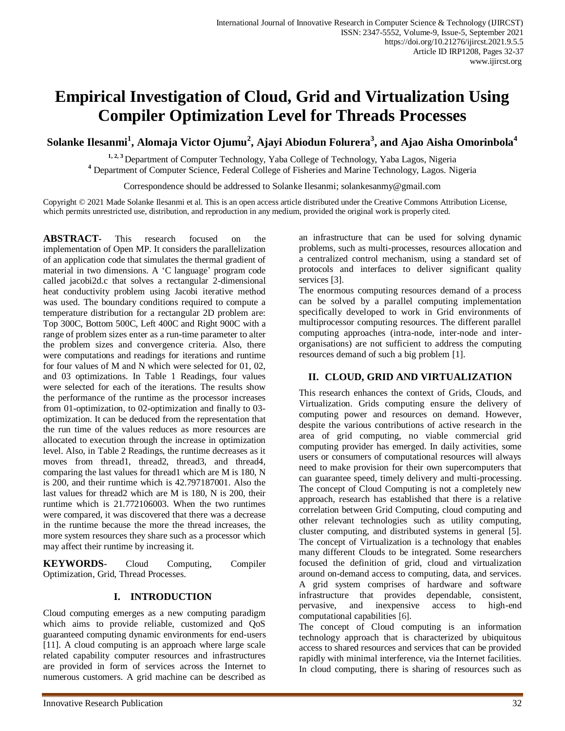# Empirical Investigation of Cloud, Grid and Virtualization Using Compiler Optimization Level for Threads Processes

**Solanke Ilesanmi[1], Alomaja Victor Ojumu[2], Ajayi Abiodun Folurera[3], and Ajao Aisha Omorinbola[4]**

[1, 2, 3] Department of Computer Technology, Yaba College of Technology, Yaba Lagos, Nigeria
[4] Department of Computer Science, Federal College of Fisheries and Marine Technology, Lagos. Nigeria

Correspondence should be addressed to Solanke Ilesanmi; solankesanmy@gmail.com

Copyright © 2021 Made Solanke Ilesanmi et al. This is an open access article distributed under the Creative Commons Attribution License, which permits unrestricted use, distribution, and reproduction in any medium, provided the original work is properly cited.

**ABSTRACT**- This research focused on the implementation of Open MP. It considers the parallelization of an application code that simulates the thermal gradient of material in two dimensions. A 'C language' program code called jacobi2d.c that solves a rectangular 2-dimensional heat conductivity problem using Jacobi iterative method was used. The boundary conditions required to compute a temperature distribution for a rectangular 2D problem are: Top 300C, Bottom 500C, Left 400C and Right 900C with a range of problem sizes enter as a run-time parameter to alter the problem sizes and convergence criteria. Also, there were computations and readings for iterations and runtime for four values of M and N which were selected for 01, 02, and 03 optimizations. In Table 1 Readings, four values were selected for each of the iterations. The results show the performance of the runtime as the processor increases from 01-optimization, to 02-optimization and finally to 03-optimization. It can be deduced from the representation that the run time of the values reduces as more resources are allocated to execution through the increase in optimization level. Also, in Table 2 Readings, the runtime decreases as it moves from thread1, thread2, thread3, and thread4, comparing the last values for thread1 which are M is 180, N is 200, and their runtime which is 42.797187001. Also the last values for thread2 which are M is 180, N is 200, their runtime which is 21.772106003. When the two runtimes were compared, it was discovered that there was a decrease in the runtime because the more the thread increases, the more system resources they share such as a processor which may affect their runtime by increasing it.

**KEYWORDS**- Cloud Computing, Compiler Optimization, Grid, Thread Processes.

## I. INTRODUCTION

Cloud computing emerges as a new computing paradigm which aims to provide reliable, customized and QoS guaranteed computing dynamic environments for end-users [11]. A cloud computing is an approach where large scale related capability computer resources and infrastructures are provided in form of services across the Internet to numerous customers. A grid machine can be described as an infrastructure that can be used for solving dynamic problems, such as multi-processes, resources allocation and a centralized control mechanism, using a standard set of protocols and interfaces to deliver significant quality services [3].

The enormous computing resources demand of a process can be solved by a parallel computing implementation specifically developed to work in Grid environments of multiprocessor computing resources. The different parallel computing approaches (intra-node, inter-node and inter-organisations) are not sufficient to address the computing resources demand of such a big problem [1].

## II. CLOUD, GRID AND VIRTUALIZATION

This research enhances the context of Grids, Clouds, and Virtualization. Grids computing ensure the delivery of computing power and resources on demand. However, despite the various contributions of active research in the area of grid computing, no viable commercial grid computing provider has emerged. In daily activities, some users or consumers of computational resources will always need to make provision for their own supercomputers that can guarantee speed, timely delivery and multi-processing. The concept of Cloud Computing is not a completely new approach, research has established that there is a relative correlation between Grid Computing, cloud computing and other relevant technologies such as utility computing, cluster computing, and distributed systems in general [5]. The concept of Virtualization is a technology that enables many different Clouds to be integrated. Some researchers focused the definition of grid, cloud and virtualization around on-demand access to computing, data, and services. A grid system comprises of hardware and software infrastructure that provides dependable, consistent, pervasive, and inexpensive access to high-end computational capabilities [6].

The concept of Cloud computing is an information technology approach that is characterized by ubiquitous access to shared resources and services that can be provided rapidly with minimal interference, via the Internet facilities. In cloud computing, there is sharing of resources such as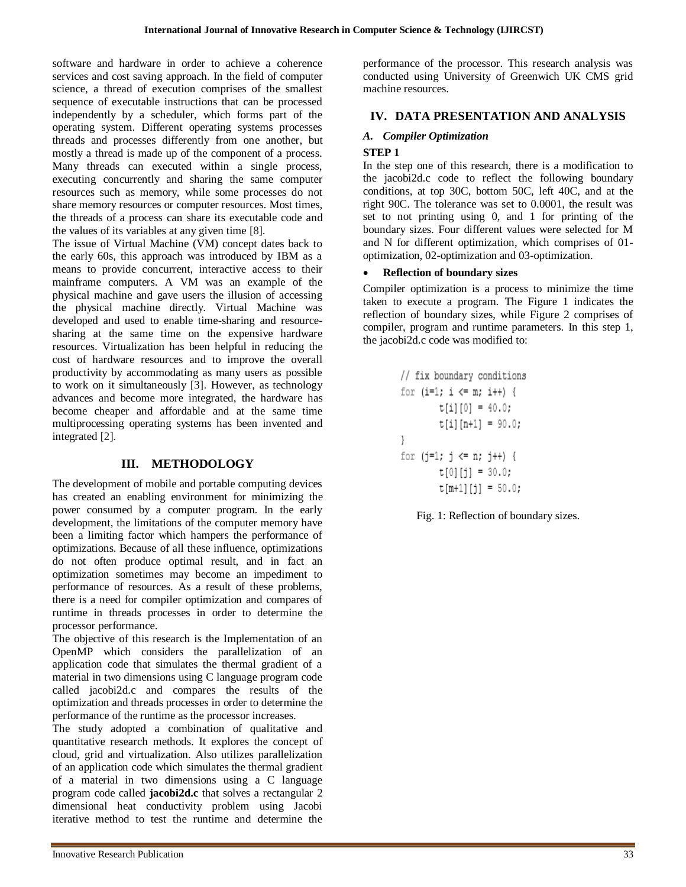software and hardware in order to achieve a coherence services and cost saving approach. In the field of computer science, a thread of execution comprises of the smallest sequence of executable instructions that can be processed independently by a scheduler, which forms part of the operating system. Different operating systems processes threads and processes differently from one another, but mostly a thread is made up of the component of a process. Many threads can executed within a single process, executing concurrently and sharing the same computer resources such as memory, while some processes do not share memory resources or computer resources. Most times, the threads of a process can share its executable code and the values of its variables at any given time [8].

The issue of Virtual Machine (VM) concept dates back to the early 60s, this approach was introduced by IBM as a means to provide concurrent, interactive access to their mainframe computers. A VM was an example of the physical machine and gave users the illusion of accessing the physical machine directly. Virtual Machine was developed and used to enable time-sharing and resource-sharing at the same time on the expensive hardware resources. Virtualization has been helpful in reducing the cost of hardware resources and to improve the overall productivity by accommodating as many users as possible to work on it simultaneously [3]. However, as technology advances and become more integrated, the hardware has become cheaper and affordable and at the same time multiprocessing operating systems has been invented and integrated [2].

## III. METHODOLOGY

The development of mobile and portable computing devices has created an enabling environment for minimizing the power consumed by a computer program. In the early development, the limitations of the computer memory have been a limiting factor which hampers the performance of optimizations. Because of all these influence, optimizations do not often produce optimal result, and in fact an optimization sometimes may become an impediment to performance of resources. As a result of these problems, there is a need for compiler optimization and compares of runtime in threads processes in order to determine the processor performance.

The objective of this research is the Implementation of an OpenMP which considers the parallelization of an application code that simulates the thermal gradient of a material in two dimensions using C language program code called jacobi2d.c and compares the results of the optimization and threads processes in order to determine the performance of the runtime as the processor increases.

The study adopted a combination of qualitative and quantitative research methods. It explores the concept of cloud, grid and virtualization. Also utilizes parallelization of an application code which simulates the thermal gradient of a material in two dimensions using a C language program code called **jacobi2d.c** that solves a rectangular 2 dimensional heat conductivity problem using Jacobi iterative method to test the runtime and determine the performance of the processor. This research analysis was conducted using University of Greenwich UK CMS grid machine resources.

## IV. DATA PRESENTATION AND ANALYSIS

### *A. Compiler Optimization*

**STEP 1**

In the step one of this research, there is a modification to the jacobi2d.c code to reflect the following boundary conditions, at top 30C, bottom 50C, left 40C, and at the right 90C. The tolerance was set to 0.0001, the result was set to not printing using 0, and 1 for printing of the boundary sizes. Four different values were selected for M and N for different optimization, which comprises of 01-optimization, 02-optimization and 03-optimization.

- **Reflection of boundary sizes**

Compiler optimization is a process to minimize the time taken to execute a program. The Figure 1 indicates the reflection of boundary sizes, while Figure 2 comprises of compiler, program and runtime parameters. In this step 1, the jacobi2d.c code was modified to:

```
// fix boundary conditions
for (i=1; i <= m; i++) {
        t[i][0] = 40.0;
        t[i][n+1] = 90.0;
}
for (j=1; j <= n; j++) {
        t[0][j] = 30.0;
        t[m+1][j] = 50.0;
```

Fig. 1: Reflection of boundary sizes.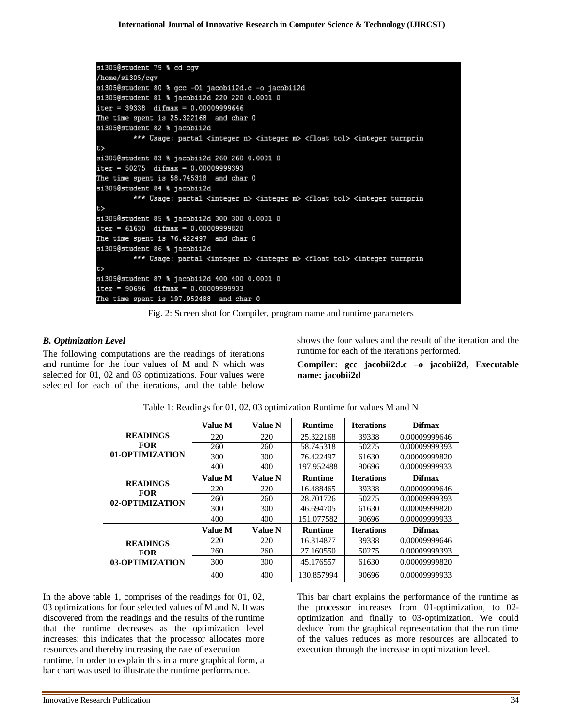```
si305@student 79 % cd cgv
/home/si305/cgv
si305@student 80 % gcc -O1 jacobii2d.c -o jacobii2d
si305@student 81 % jacobii2d 220 220 0.0001 0
iter = 39338  difmax = 0.00009999646
The time spent is 25.322168  and char 0
si305@student 82 % jacobii2d
        *** Usage: partal <integer n> <integer m> <float tol> <integer turnprin
t>
si305@student 83 % jacobii2d 260 260 0.0001 0
iter = 50275  difmax = 0.00009999393
The time spent is 58.745318  and char 0
si305@student 84 % jacobii2d
        *** Usage: partal <integer n> <integer m> <float tol> <integer turnprin
t>
si305@student 85 % jacobii2d 300 300 0.0001 0
iter = 61630  difmax = 0.00009999820
The time spent is 76.422497  and char 0
si305@student 86 % jacobii2d
        *** Usage: partal <integer n> <integer m> <float tol> <integer turnprin
t>
si305@student 87 % jacobii2d 400 400 0.0001 0
iter = 90696  difmax = 0.00009999933
The time spent is 197.952488  and char 0
```

Fig. 2: Screen shot for Compiler, program name and runtime parameters

### *B. Optimization Level*

The following computations are the readings of iterations and runtime for the four values of M and N which was selected for 01, 02 and 03 optimizations. Four values were selected for each of the iterations, and the table below shows the four values and the result of the iteration and the runtime for each of the iterations performed.

**Compiler: gcc jacobii2d.c –o jacobii2d, Executable name: jacobii2d**

Table 1: Readings for 01, 02, 03 optimization Runtime for values M and N

| | Value M | Value N | Runtime | Iterations | Difmax |
|---|---|---|---|---|---|
| **READINGS FOR 01-OPTIMIZATION** | 220 | 220 | 25.322168 | 39338 | 0.00009999646 |
| | 260 | 260 | 58.745318 | 50275 | 0.00009999393 |
| | 300 | 300 | 76.422497 | 61630 | 0.00009999820 |
| | 400 | 400 | 197.952488 | 90696 | 0.00009999933 |
| **READINGS FOR 02-OPTIMIZATION** | **Value M** | **Value N** | **Runtime** | **Iterations** | **Difmax** |
| | 220 | 220 | 16.488465 | 39338 | 0.00009999646 |
| | 260 | 260 | 28.701726 | 50275 | 0.00009999393 |
| | 300 | 300 | 46.694705 | 61630 | 0.00009999820 |
| | 400 | 400 | 151.077582 | 90696 | 0.00009999933 |
| **READINGS FOR 03-OPTIMIZATION** | **Value M** | **Value N** | **Runtime** | **Iterations** | **Difmax** |
| | 220 | 220 | 16.314877 | 39338 | 0.00009999646 |
| | 260 | 260 | 27.160550 | 50275 | 0.00009999393 |
| | 300 | 300 | 45.176557 | 61630 | 0.00009999820 |
| | 400 | 400 | 130.857994 | 90696 | 0.00009999933 |

In the above table 1, comprises of the readings for 01, 02, 03 optimizations for four selected values of M and N. It was discovered from the readings and the results of the runtime that the runtime decreases as the optimization level increases; this indicates that the processor allocates more resources and thereby increasing the rate of execution runtime. In order to explain this in a more graphical form, a bar chart was used to illustrate the runtime performance.

This bar chart explains the performance of the runtime as the processor increases from 01-optimization, to 02-optimization and finally to 03-optimization. We could deduce from the graphical representation that the run time of the values reduces as more resources are allocated to execution through the increase in optimization level.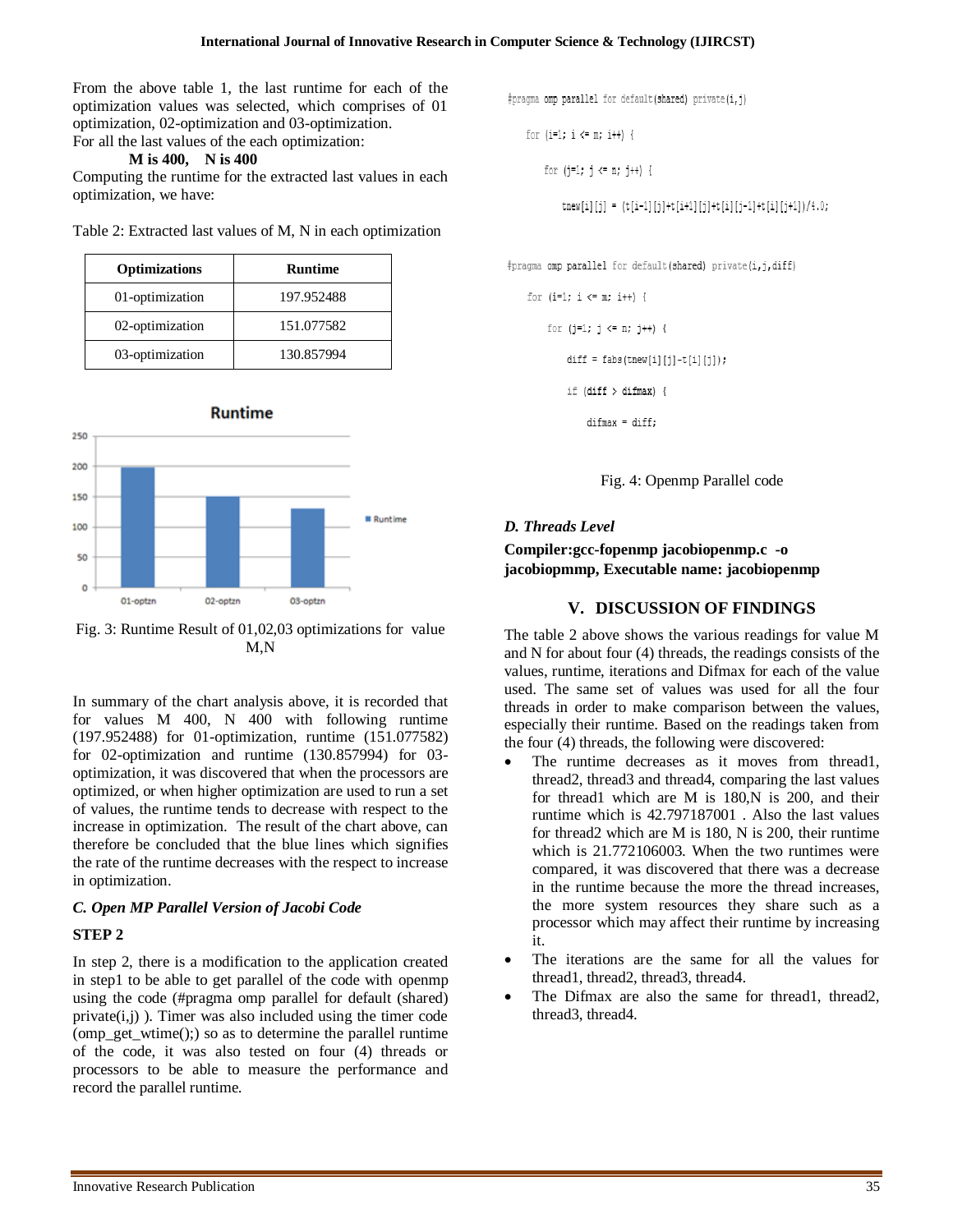From the above table 1, the last runtime for each of the optimization values was selected, which comprises of 01 optimization, 02-optimization and 03-optimization.

For all the last values of the each optimization:

**M is 400, N is 400**

Computing the runtime for the extracted last values in each optimization, we have:

Table 2: Extracted last values of M, N in each optimization

| Optimizations | Runtime |
|---|---|
| 01-optimization | 197.952488 |
| 02-optimization | 151.077582 |
| 03-optimization | 130.857994 |

Fig. 3: Runtime Result of 01,02,03 optimizations for value M,N

In summary of the chart analysis above, it is recorded that for values M 400, N 400 with following runtime (197.952488) for 01-optimization, runtime (151.077582) for 02-optimization and runtime (130.857994) for 03-optimization, it was discovered that when the processors are optimized, or when higher optimization are used to run a set of values, the runtime tends to decrease with respect to the increase in optimization. The result of the chart above, can therefore be concluded that the blue lines which signifies the rate of the runtime decreases with the respect to increase in optimization.

### *C. Open MP Parallel Version of Jacobi Code*

**STEP 2**

In step 2, there is a modification to the application created in step1 to be able to get parallel of the code with openmp using the code (#pragma omp parallel for default (shared) private(i,j) ). Timer was also included using the timer code (omp_get_wtime();) so as to determine the parallel runtime of the code, it was also tested on four (4) threads or processors to be able to measure the performance and record the parallel runtime.

```
#pragma omp parallel for default(shared) private(i,j)
    for (i=1; i <= m; i++) {
        for (j=1; j <= n; j++) {
            tnew[i][j] = (t[i-1][j]+t[i+1][j]+t[i][j-1]+t[i][j+1])/4.0;

#pragma omp parallel for default(shared) private(i,j,diff)
    for (i=1; i <= m; i++) {
        for (j=1; j <= n; j++) {
            diff = fabs(tnew[i][j]-t[i][j]);
            if (diff > difmax) {
                difmax = diff;
```

Fig. 4: Openmp Parallel code

### *D. Threads Level*

**Compiler:gcc-fopenmp jacobiopenmp.c -o jacobiopmmp, Executable name: jacobiopenmp**

## V. DISCUSSION OF FINDINGS

The table 2 above shows the various readings for value M and N for about four (4) threads, the readings consists of the values, runtime, iterations and Difmax for each of the value used. The same set of values was used for all the four threads in order to make comparison between the values, especially their runtime. Based on the readings taken from the four (4) threads, the following were discovered:

- The runtime decreases as it moves from thread1, thread2, thread3 and thread4, comparing the last values for thread1 which are M is 180,N is 200, and their runtime which is 42.797187001 . Also the last values for thread2 which are M is 180, N is 200, their runtime which is 21.772106003. When the two runtimes were compared, it was discovered that there was a decrease in the runtime because the more the thread increases, the more system resources they share such as a processor which may affect their runtime by increasing it.
- The iterations are the same for all the values for thread1, thread2, thread3, thread4.
- The Difmax are also the same for thread1, thread2, thread3, thread4.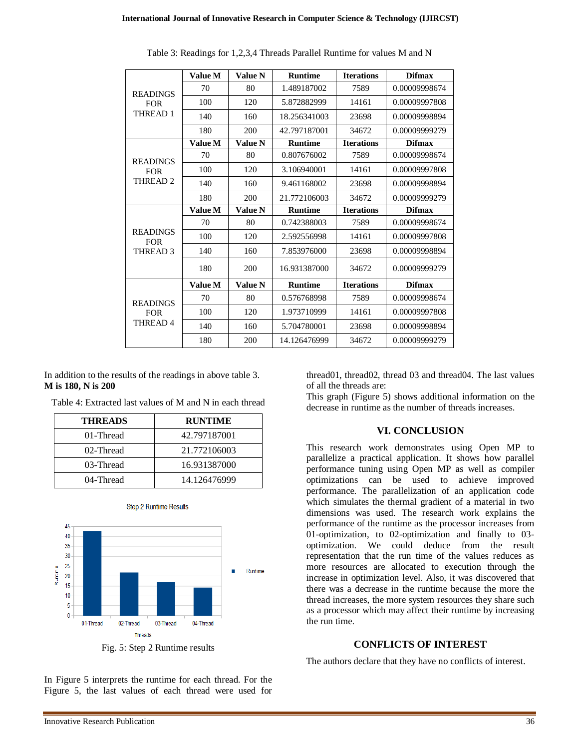Table 3: Readings for 1,2,3,4 Threads Parallel Runtime for values M and N

| | Value M | Value N | Runtime | Iterations | Difmax |
|---|---|---|---|---|---|
| READINGS FOR THREAD 1 | 70 | 80 | 1.489187002 | 7589 | 0.00009998674 |
| | 100 | 120 | 5.872882999 | 14161 | 0.00009997808 |
| | 140 | 160 | 18.256341003 | 23698 | 0.00009998894 |
| | 180 | 200 | 42.797187001 | 34672 | 0.00009999279 |
| | **Value M** | **Value N** | **Runtime** | **Iterations** | **Difmax** |
| READINGS FOR THREAD 2 | 70 | 80 | 0.807676002 | 7589 | 0.00009998674 |
| | 100 | 120 | 3.106940001 | 14161 | 0.00009997808 |
| | 140 | 160 | 9.461168002 | 23698 | 0.00009998894 |
| | 180 | 200 | 21.772106003 | 34672 | 0.00009999279 |
| | **Value M** | **Value N** | **Runtime** | **Iterations** | **Difmax** |
| READINGS FOR THREAD 3 | 70 | 80 | 0.742388003 | 7589 | 0.00009998674 |
| | 100 | 120 | 2.592556998 | 14161 | 0.00009997808 |
| | 140 | 160 | 7.853976000 | 23698 | 0.00009998894 |
| | 180 | 200 | 16.931387000 | 34672 | 0.00009999279 |
| | **Value M** | **Value N** | **Runtime** | **Iterations** | **Difmax** |
| READINGS FOR THREAD 4 | 70 | 80 | 0.576768998 | 7589 | 0.00009998674 |
| | 100 | 120 | 1.973710999 | 14161 | 0.00009997808 |
| | 140 | 160 | 5.704780001 | 23698 | 0.00009998894 |
| | 180 | 200 | 14.126476999 | 34672 | 0.00009999279 |

In addition to the results of the readings in above table 3. **M is 180, N is 200**

Table 4: Extracted last values of M and N in each thread

| THREADS | RUNTIME |
|---|---|
| 01-Thread | 42.797187001 |
| 02-Thread | 21.772106003 |
| 03-Thread | 16.931387000 |
| 04-Thread | 14.126476999 |

Fig. 5: Step 2 Runtime results

In Figure 5 interprets the runtime for each thread. For the Figure 5, the last values of each thread were used for thread01, thread02, thread 03 and thread04. The last values of all the threads are:

This graph (Figure 5) shows additional information on the decrease in runtime as the number of threads increases.

## VI. CONCLUSION

This research work demonstrates using Open MP to parallelize a practical application. It shows how parallel performance tuning using Open MP as well as compiler optimizations can be used to achieve improved performance. The parallelization of an application code which simulates the thermal gradient of a material in two dimensions was used. The research work explains the performance of the runtime as the processor increases from 01-optimization, to 02-optimization and finally to 03-optimization. We could deduce from the result representation that the run time of the values reduces as more resources are allocated to execution through the increase in optimization level. Also, it was discovered that there was a decrease in the runtime because the more the thread increases, the more system resources they share such as a processor which may affect their runtime by increasing the run time.

## CONFLICTS OF INTEREST

The authors declare that they have no conflicts of interest.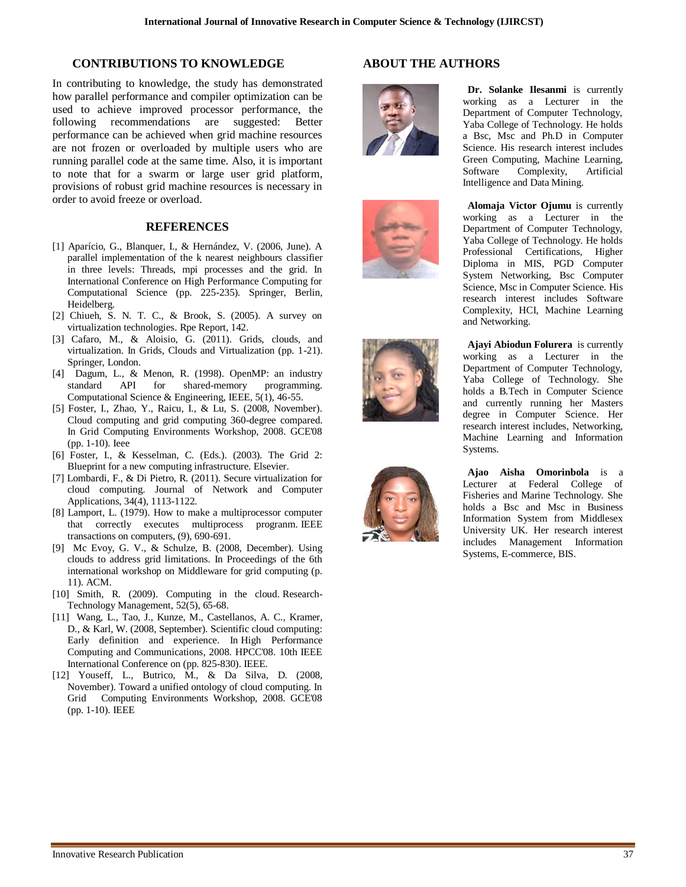## CONTRIBUTIONS TO KNOWLEDGE

In contributing to knowledge, the study has demonstrated how parallel performance and compiler optimization can be used to achieve improved processor performance, the following recommendations are suggested: Better performance can be achieved when grid machine resources are not frozen or overloaded by multiple users who are running parallel code at the same time. Also, it is important to note that for a swarm or large user grid platform, provisions of robust grid machine resources is necessary in order to avoid freeze or overload.

## REFERENCES

[1] Aparício, G., Blanquer, I., & Hernández, V. (2006, June). A parallel implementation of the k nearest neighbours classifier in three levels: Threads, mpi processes and the grid. In International Conference on High Performance Computing for Computational Science (pp. 225-235). Springer, Berlin, Heidelberg.

[2] Chiueh, S. N. T. C., & Brook, S. (2005). A survey on virtualization technologies. Rpe Report, 142.

[3] Cafaro, M., & Aloisio, G. (2011). Grids, clouds, and virtualization. In Grids, Clouds and Virtualization (pp. 1-21). Springer, London.

[4] Dagum, L., & Menon, R. (1998). OpenMP: an industry standard API for shared-memory programming. Computational Science & Engineering, IEEE, 5(1), 46-55.

[5] Foster, I., Zhao, Y., Raicu, I., & Lu, S. (2008, November). Cloud computing and grid computing 360-degree compared. In Grid Computing Environments Workshop, 2008. GCE'08 (pp. 1-10). Ieee

[6] Foster, I., & Kesselman, C. (Eds.). (2003). The Grid 2: Blueprint for a new computing infrastructure. Elsevier.

[7] Lombardi, F., & Di Pietro, R. (2011). Secure virtualization for cloud computing. Journal of Network and Computer Applications, 34(4), 1113-1122.

[8] Lamport, L. (1979). How to make a multiprocessor computer that correctly executes multiprocess programn. IEEE transactions on computers, (9), 690-691.

[9] Mc Evoy, G. V., & Schulze, B. (2008, December). Using clouds to address grid limitations. In Proceedings of the 6th international workshop on Middleware for grid computing (p. 11). ACM.

[10] Smith, R. (2009). Computing in the cloud. Research-Technology Management, 52(5), 65-68.

[11] Wang, L., Tao, J., Kunze, M., Castellanos, A. C., Kramer, D., & Karl, W. (2008, September). Scientific cloud computing: Early definition and experience. In High Performance Computing and Communications, 2008. HPCC'08. 10th IEEE International Conference on (pp. 825-830). IEEE.

[12] Youseff, L., Butrico, M., & Da Silva, D. (2008, November). Toward a unified ontology of cloud computing. In Grid Computing Environments Workshop, 2008. GCE'08 (pp. 1-10). IEEE

## ABOUT THE AUTHORS

**Dr. Solanke Ilesanmi** is currently working as a Lecturer in the Department of Computer Technology, Yaba College of Technology. He holds a Bsc, Msc and Ph.D in Computer Science. His research interest includes Green Computing, Machine Learning, Software Complexity, Artificial Intelligence and Data Mining.

**Alomaja Victor Ojumu** is currently working as a Lecturer in the Department of Computer Technology, Yaba College of Technology. He holds Professional Certifications, Higher Diploma in MIS, PGD Computer System Networking, Bsc Computer Science, Msc in Computer Science. His research interest includes Software Complexity, HCI, Machine Learning and Networking.

**Ajayi Abiodun Folurera** is currently working as a Lecturer in the Department of Computer Technology, Yaba College of Technology. She holds a B.Tech in Computer Science and currently running her Masters degree in Computer Science. Her research interest includes, Networking, Machine Learning and Information Systems.

**Ajao Aisha Omorinbola** is a Lecturer at Federal College of Fisheries and Marine Technology. She holds a Bsc and Msc in Business Information System from Middlesex University UK. Her research interest includes Management Information Systems, E-commerce, BIS.